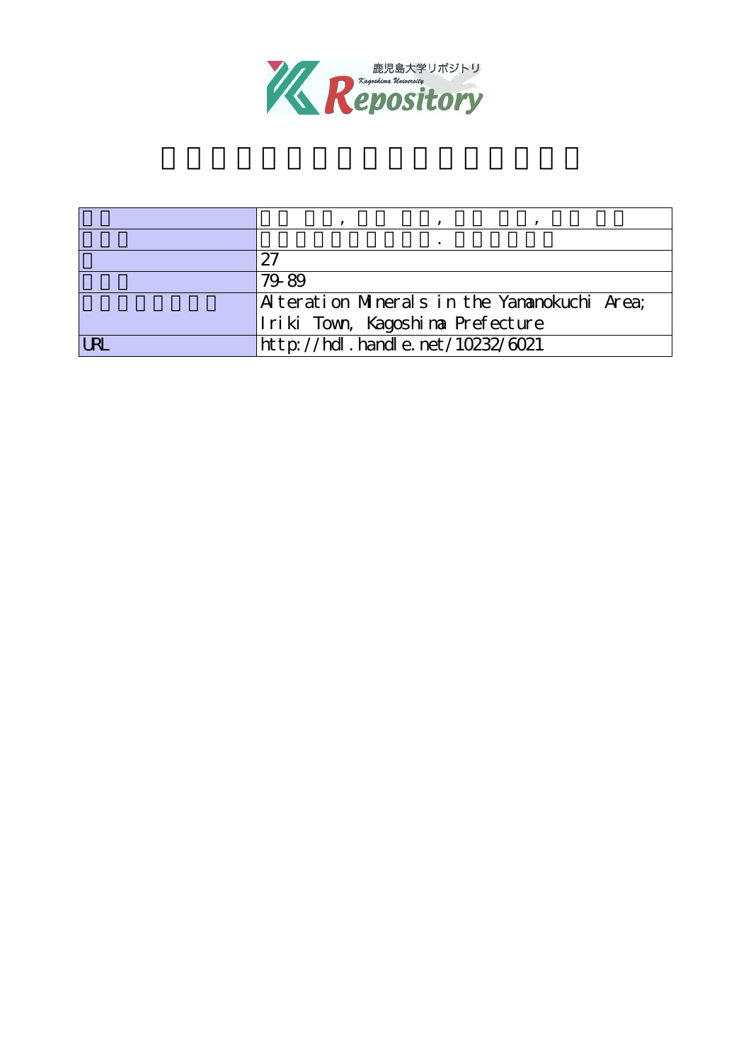鹿児島大学リポジトリ
Kagoshima University
Repository

|  |  |
|---|---|
|  | , , , |
|  | . |
|  | 27 |
|  | 79-89 |
|  | Alteration Minerals in the Yamanokuchi Area; Iriki Town, Kagoshima Prefecture |
| URL | http://hdl.handle.net/10232/6021 |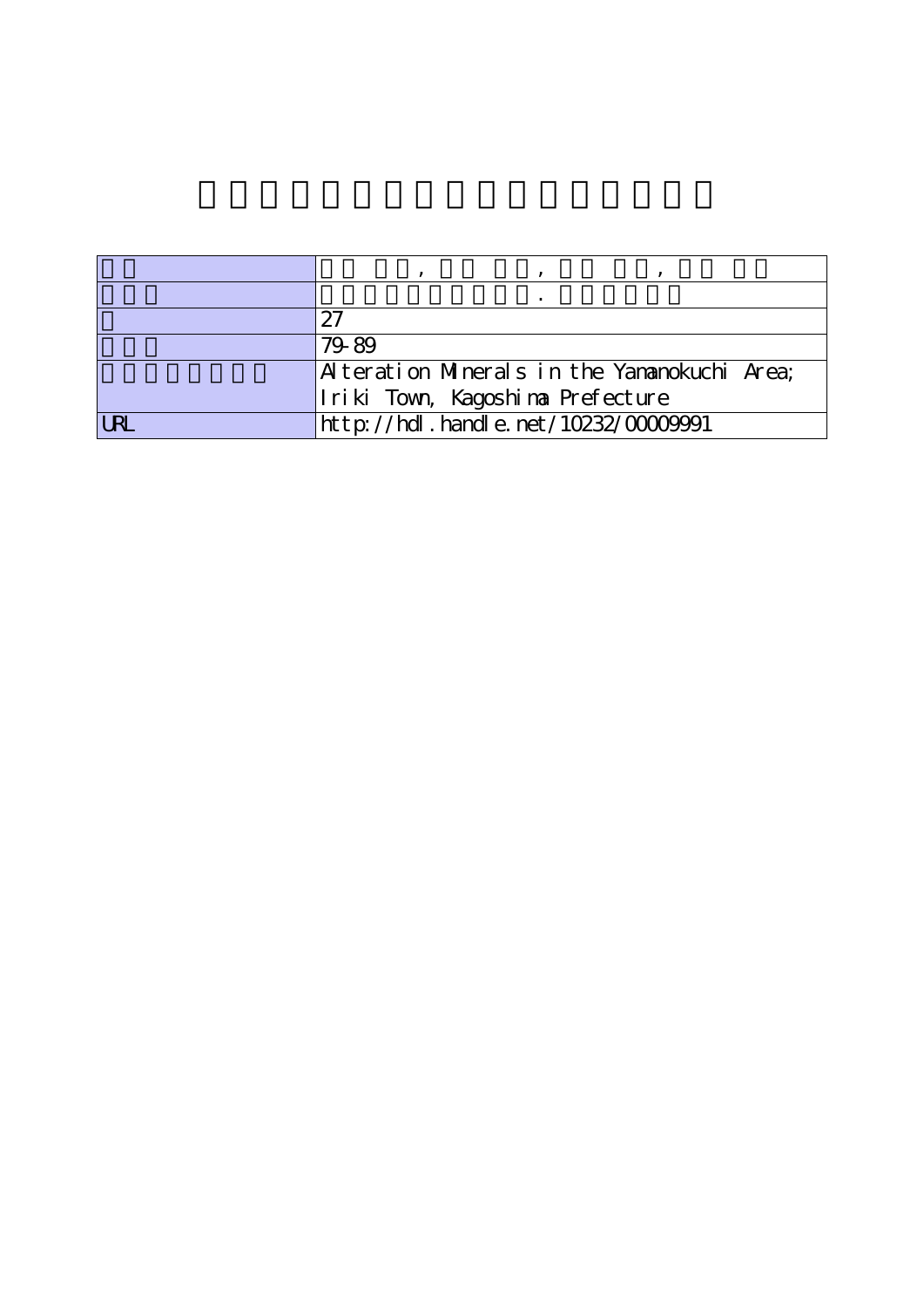| | |
|---|---|
| | , , , |
| | . |
| | 27 |
| | 79-89 |
| | Alteration Minerals in the Yamanokuchi Area; Iriki Town, Kagoshima Prefecture |
| URL | http://hdl.handle.net/10232/00009991 |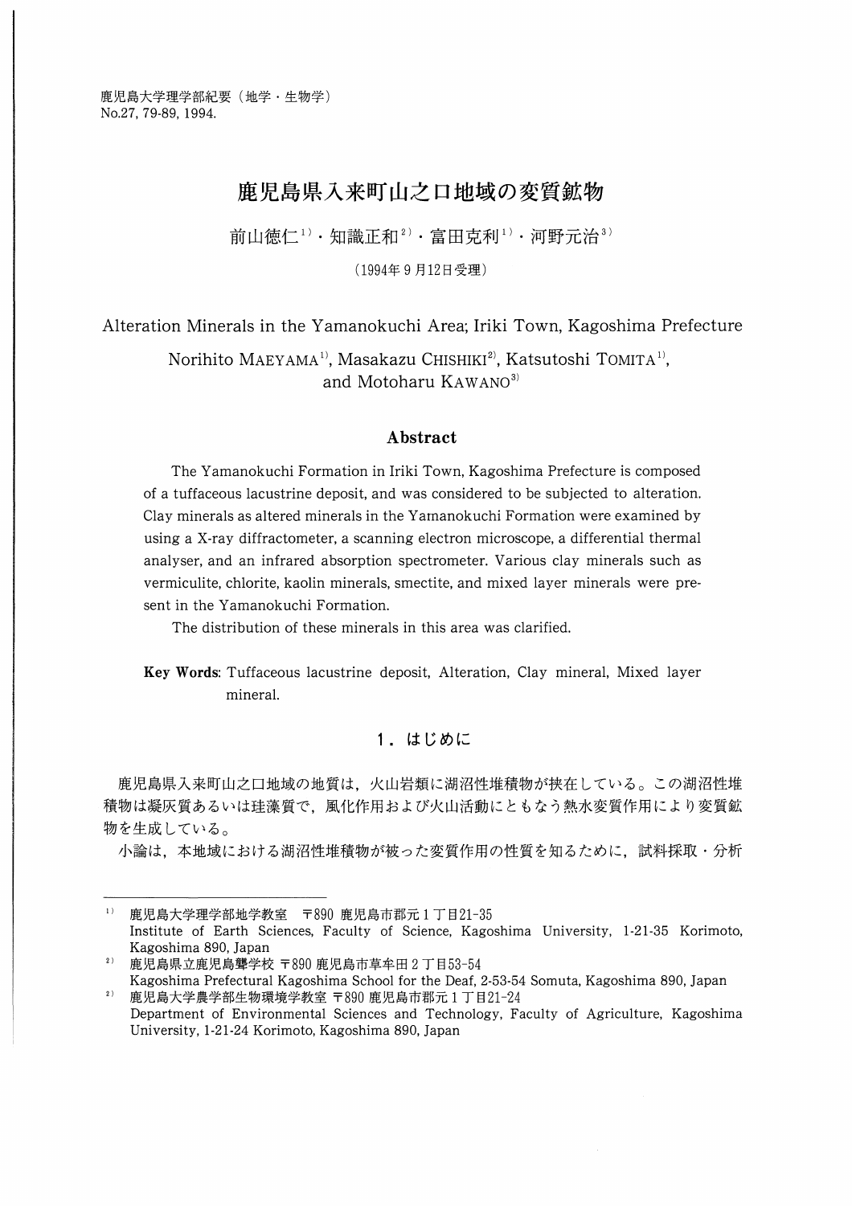# 鹿児島県入来町山之口地域の変質鉱物

前山徳仁[1)]・知識正和[2)]・富田克利[1)]・河野元治[3)]

（1994年9月12日受理）

## Alteration Minerals in the Yamanokuchi Area; Iriki Town, Kagoshima Prefecture

Norihito MAEYAMA[1)], Masakazu CHISHIKI[2)], Katsutoshi TOMITA[1)], and Motoharu KAWANO[3)]

### Abstract

The Yamanokuchi Formation in Iriki Town, Kagoshima Prefecture is composed of a tuffaceous lacustrine deposit, and was considered to be subjected to alteration. Clay minerals as altered minerals in the Yamanokuchi Formation were examined by using a X-ray diffractometer, a scanning electron microscope, a differential thermal analyser, and an infrared absorption spectrometer. Various clay minerals such as vermiculite, chlorite, kaolin minerals, smectite, and mixed layer minerals were present in the Yamanokuchi Formation.

The distribution of these minerals in this area was clarified.

**Key Words**: Tuffaceous lacustrine deposit, Alteration, Clay mineral, Mixed layer mineral.

## 1．はじめに

鹿児島県入来町山之口地域の地質は，火山岩類に湖沼性堆積物が挟在している。この湖沼性堆積物は凝灰質あるいは珪藻質で，風化作用および火山活動にともなう熱水変質作用により変質鉱物を生成している。

小論は，本地域における湖沼性堆積物が被った変質作用の性質を知るために，試料採取・分析

---

1) 鹿児島大学理学部地学教室　〒890 鹿児島市郡元1丁目21-35
Institute of Earth Sciences, Faculty of Science, Kagoshima University, 1-21-35 Korimoto, Kagoshima 890, Japan

2) 鹿児島県立鹿児島聾学校　〒890 鹿児島市草牟田2丁目53-54
Kagoshima Prefectural Kagoshima School for the Deaf, 2-53-54 Somuta, Kagoshima 890, Japan

2) 鹿児島大学農学部生物環境学教室　〒890 鹿児島市郡元1丁目21-24
Department of Environmental Sciences and Technology, Faculty of Agriculture, Kagoshima University, 1-21-24 Korimoto, Kagoshima 890, Japan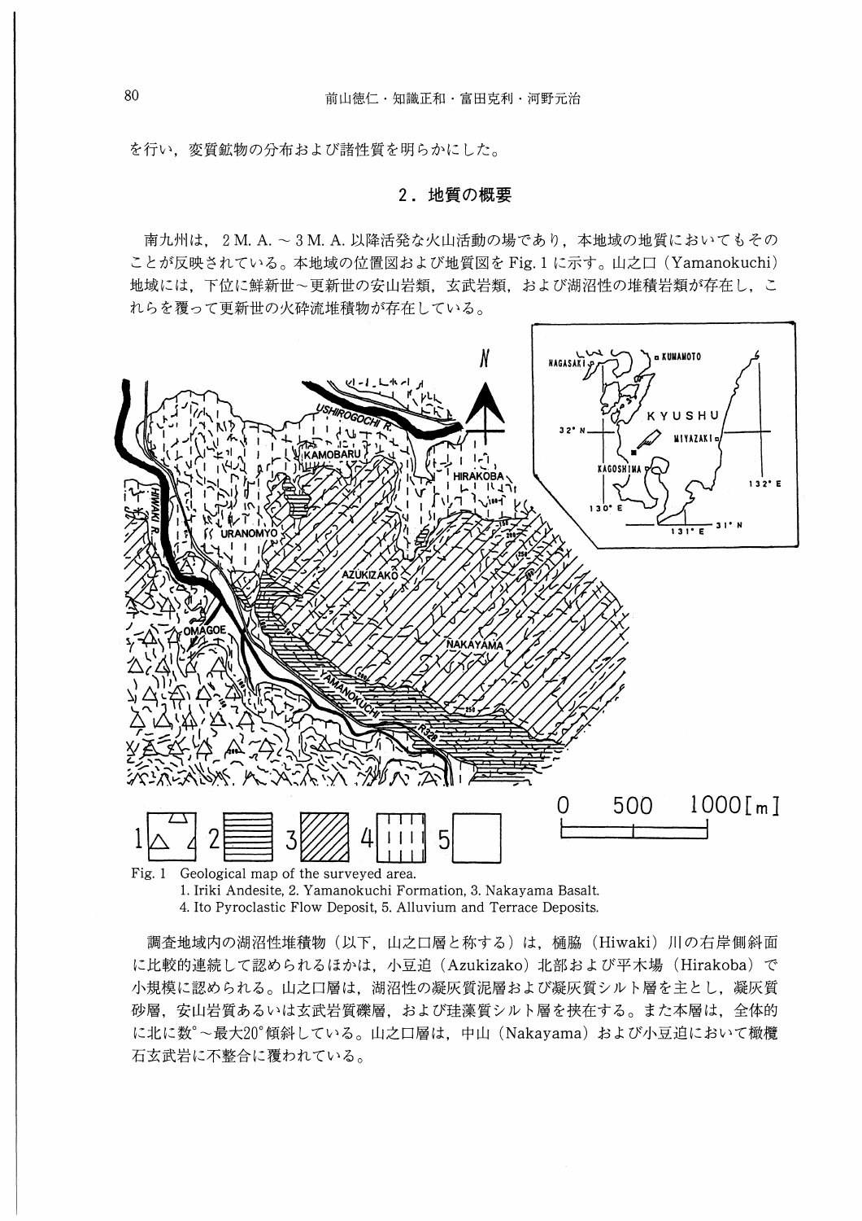を行い，変質鉱物の分布および諸性質を明らかにした。

## 2．地質の概要

南九州は，2 M. A. ～ 3 M. A. 以降活発な火山活動の場であり，本地域の地質においてもそのことが反映されている。本地域の位置図および地質図を Fig. 1 に示す。山之口（Yamanokuchi）地域には，下位に鮮新世～更新世の安山岩類，玄武岩類，および湖沼性の堆積岩類が存在し，これらを覆って更新世の火砕流堆積物が存在している。

Fig. 1 Geological map of the surveyed area.
1. Iriki Andesite, 2. Yamanokuchi Formation, 3. Nakayama Basalt.
4. Ito Pyroclastic Flow Deposit, 5. Alluvium and Terrace Deposits.

調査地域内の湖沼性堆積物（以下，山之口層と称する）は，樋脇（Hiwaki）川の右岸側斜面に比較的連続して認められるほかは，小豆迫（Azukizako）北部および平木場（Hirakoba）で小規模に認められる。山之口層は，湖沼性の凝灰質泥層および凝灰質シルト層を主とし，凝灰質砂層，安山岩質あるいは玄武岩質礫層，および珪藻質シルト層を挟在する。また本層は，全体的に北に数°～最大20°傾斜している。山之口層は，中山（Nakayama）および小豆迫において橄欖石玄武岩に不整合に覆われている。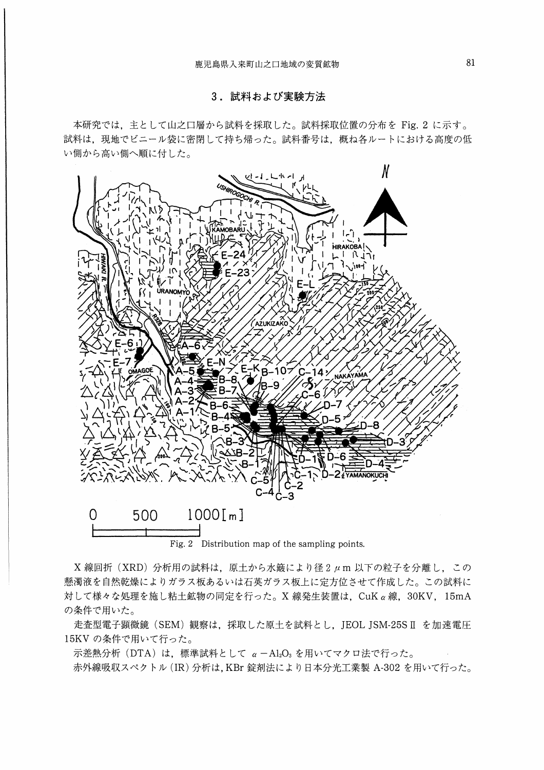## 3．試料および実験方法

本研究では，主として山之口層から試料を採取した。試料採取位置の分布を Fig. 2 に示す。試料は，現地でビニール袋に密閉して持ち帰った。試料番号は，概ね各ルートにおける高度の低い側から高い側へ順に付した。

Fig. 2 Distribution map of the sampling points.

X 線回折（XRD）分析用の試料は，原土から水簸により径 2 $\mu$m 以下の粒子を分離し，この懸濁液を自然乾燥によりガラス板あるいは石英ガラス板上に定方位させて作成した。この試料に対して様々な処理を施し粘土鉱物の同定を行った。X 線発生装置は，CuK $\alpha$ 線，30KV，15mA の条件で用いた。

走査型電子顕微鏡（SEM）観察は，採取した原土を試料とし，JEOL JSM-25S Ⅱ を加速電圧 15KV の条件で用いて行った。

示差熱分析（DTA）は，標準試料として $\alpha-Al_2O_3$ を用いてマクロ法で行った。

赤外線吸収スペクトル（IR）分析は，KBr 錠剤法により日本分光工業製 A-302 を用いて行った。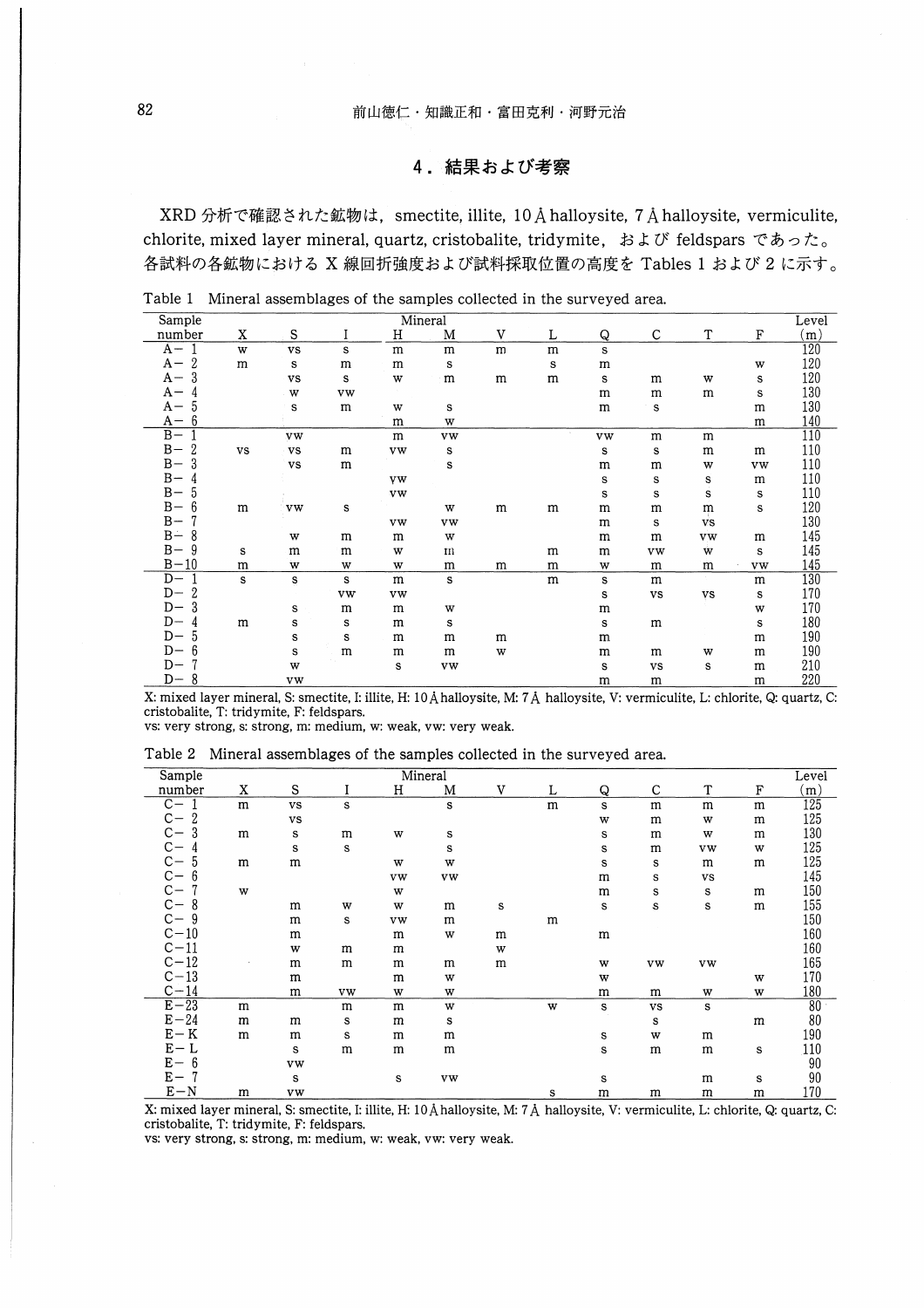## 4．結果および考察

XRD 分析で確認された鉱物は，smectite, illite, 10 Å halloysite, 7 Å halloysite, vermiculite, chlorite, mixed layer mineral, quartz, cristobalite, tridymite，および feldspars であった。各試料の各鉱物における X 線回折強度および試料採取位置の高度を Tables 1 および 2 に示す。

Table 1　Mineral assemblages of the samples collected in the surveyed area.

| Sample number | Mineral | | | | | | | | | | | Level (m) |
|---|---|---|---|---|---|---|---|---|---|---|---|---|
| | X | S | I | H | M | V | L | Q | C | T | F | |
| A－1 | w | vs | s | m | m | m | m | s | | | | 120 |
| A－2 | m | s | m | m | s | | s | m | | | w | 120 |
| A－3 | | vs | s | w | m | m | m | s | m | w | s | 120 |
| A－4 | | w | vw | | | | | m | m | m | s | 130 |
| A－5 | | s | m | w | s | | | m | s | | m | 130 |
| A－6 | | | | m | w | | | | | | m | 140 |
| B－1 | | vw | | m | vw | | | vw | m | m | | 110 |
| B－2 | vs | vs | m | vw | s | | | s | s | m | m | 110 |
| B－3 | | vs | m | | s | | | m | m | w | vw | 110 |
| B－4 | | | | vw | | | | s | s | s | m | 110 |
| B－5 | | | | vw | | | | s | s | s | s | 110 |
| B－6 | m | vw | s | | w | m | m | m | m | m | s | 120 |
| B－7 | | | | vw | vw | | | m | s | vs | | 130 |
| B－8 | | w | m | m | w | | | m | m | vw | m | 145 |
| B－9 | s | m | m | w | m | | m | m | vw | w | s | 145 |
| B－10 | m | w | w | w | m | m | m | w | m | m | vw | 145 |
| D－1 | s | s | s | m | s | | m | s | m | | m | 130 |
| D－2 | | | vw | vw | | | | s | vs | vs | s | 170 |
| D－3 | | s | m | m | w | | | m | | | w | 170 |
| D－4 | m | s | s | m | s | | | s | m | | s | 180 |
| D－5 | | s | s | m | m | m | | m | | | m | 190 |
| D－6 | | s | m | m | m | w | | m | m | w | m | 190 |
| D－7 | | w | | s | vw | | | s | vs | s | m | 210 |
| D－8 | | vw | | | | | | m | m | | m | 220 |

X: mixed layer mineral, S: smectite, I: illite, H: 10 Å halloysite, M: 7 Å halloysite, V: vermiculite, L: chlorite, Q: quartz, C: cristobalite, T: tridymite, F: feldspars.
vs: very strong, s: strong, m: medium, w: weak, vw: very weak.

Table 2　Mineral assemblages of the samples collected in the surveyed area.

| Sample number | Mineral | | | | | | | | | | | Level (m) |
|---|---|---|---|---|---|---|---|---|---|---|---|---|
| | X | S | I | H | M | V | L | Q | C | T | F | |
| C－1 | m | vs | s | | s | | m | s | m | m | m | 125 |
| C－2 | | vs | | | | | | w | m | w | m | 125 |
| C－3 | m | s | m | w | s | | | s | m | w | m | 130 |
| C－4 | | s | s | | s | | | s | m | vw | w | 125 |
| C－5 | m | m | | w | w | | | s | s | m | m | 125 |
| C－6 | | | | vw | vw | | | m | s | vs | | 145 |
| C－7 | w | | | w | | | | m | s | s | m | 150 |
| C－8 | | m | w | w | m | s | | s | s | s | m | 155 |
| C－9 | | m | s | vw | m | | m | | | | | 150 |
| C－10 | | m | | m | w | m | | m | | | | 160 |
| C－11 | | w | m | m | | w | | | | | | 160 |
| C－12 | | m | m | m | m | m | | w | vw | vw | | 165 |
| C－13 | | m | | m | w | | | w | | | w | 170 |
| C－14 | | m | vw | w | w | | | m | m | w | w | 180 |
| E－23 | m | | m | m | w | | w | s | vs | s | | 80 |
| E－24 | m | m | s | m | s | | | | s | | m | 80 |
| E－K | m | m | s | m | m | | | s | w | m | | 190 |
| E－L | | s | m | m | m | | | s | m | m | s | 110 |
| E－6 | | vw | | | | | | | | | | 90 |
| E－7 | | s | | s | vw | | | s | | m | s | 90 |
| E－N | m | vw | | | | | s | m | m | m | m | 170 |

X: mixed layer mineral, S: smectite, I: illite, H: 10 Å halloysite, M: 7 Å halloysite, V: vermiculite, L: chlorite, Q: quartz, C: cristobalite, T: tridymite, F: feldspars.
vs: very strong, s: strong, m: medium, w: weak, vw: very weak.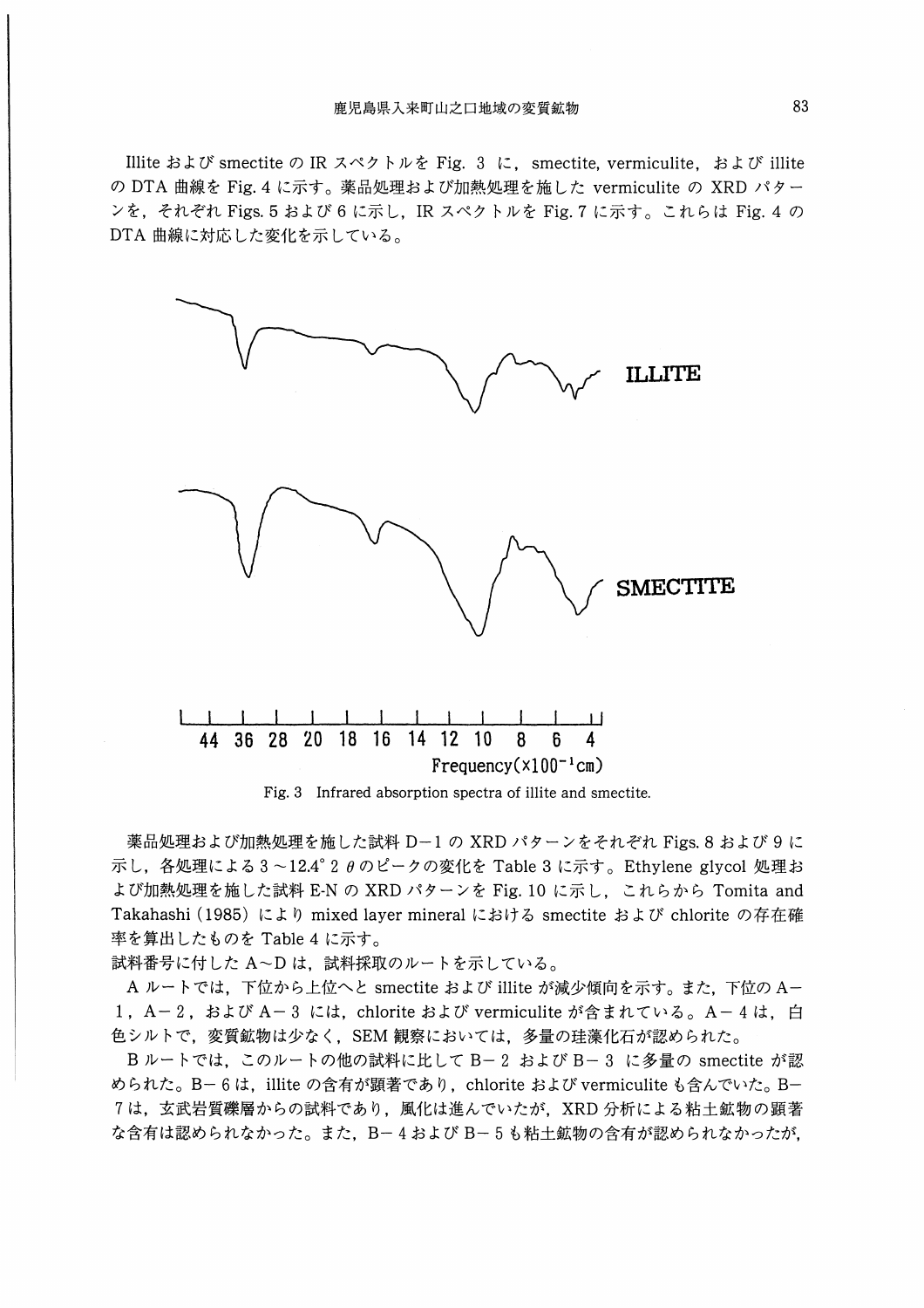Illite および smectite の IR スペクトルを Fig. 3 に，smectite, vermiculite, および illite の DTA 曲線を Fig. 4 に示す。薬品処理および加熱処理を施した vermiculite の XRD パターンを，それぞれ Figs. 5 および 6 に示し，IR スペクトルを Fig. 7 に示す。これらは Fig. 4 の DTA 曲線に対応した変化を示している。

Fig. 3 Infrared absorption spectra of illite and smectite.

薬品処理および加熱処理を施した試料 D－1 の XRD パターンをそれぞれ Figs. 8 および 9 に示し，各処理による 3～12.4° 2 θ のピークの変化を Table 3 に示す。Ethylene glycol 処理および加熱処理を施した試料 E-N の XRD パターンを Fig. 10 に示し，これらから Tomita and Takahashi (1985) により mixed layer mineral における smectite および chlorite の存在確率を算出したものを Table 4 に示す。

試料番号に付した A～D は，試料採取のルートを示している。

A ルートでは，下位から上位へと smectite および illite が減少傾向を示す。また，下位の A－1，A－2，および A－3 には，chlorite および vermiculite が含まれている。A－4 は，白色シルトで，変質鉱物は少なく，SEM 観察においては，多量の珪藻化石が認められた。

B ルートでは，このルートの他の試料に比して B－2 および B－3 に多量の smectite が認められた。B－6 は，illite の含有が顕著であり，chlorite および vermiculite も含んでいた。B－7 は，玄武岩質礫層からの試料であり，風化は進んでいたが，XRD 分析による粘土鉱物の顕著な含有は認められなかった。また，B－4 および B－5 も粘土鉱物の含有が認められなかったが，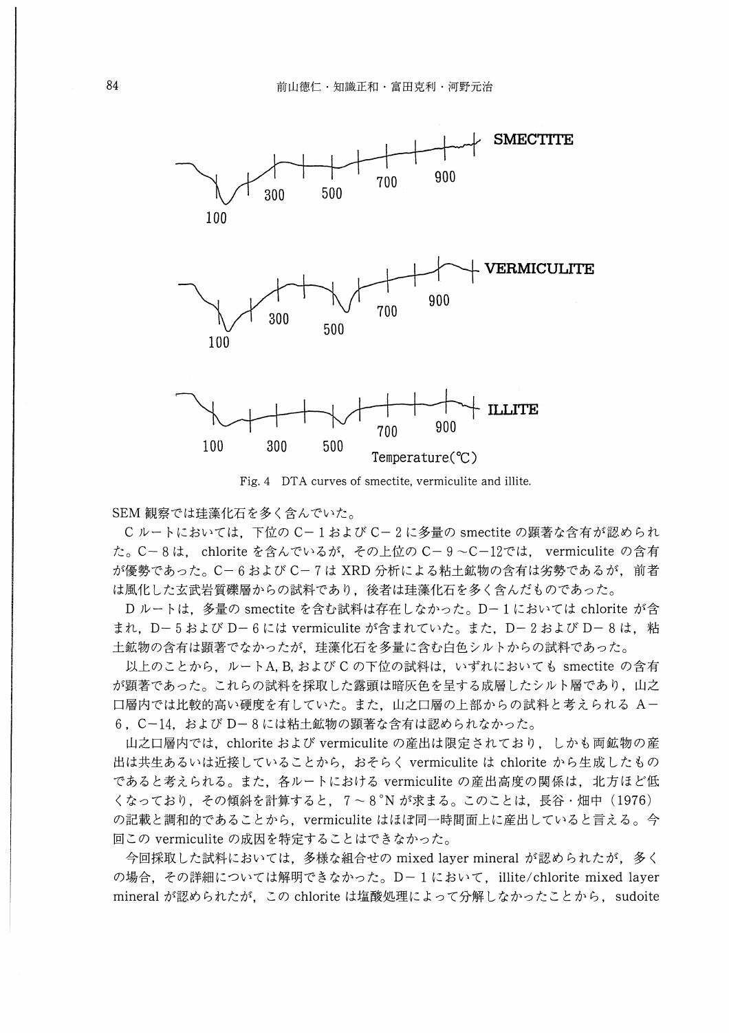SMECTITE

VERMICULITE

ILLITE

100 300 500 700 900

Temperature(℃)

Fig. 4 DTA curves of smectite, vermiculite and illite.

SEM 観察では珪藻化石を多く含んでいた。

C ルートにおいては，下位の C－1 および C－2 に多量の smectite の顕著な含有が認められた。C－8 は，chlorite を含んでいるが，その上位の C－9～C－12では，vermiculite の含有が優勢であった。C－6 および C－7 は XRD 分析による粘土鉱物の含有は劣勢であるが，前者は風化した玄武岩質礫層からの試料であり，後者は珪藻化石を多く含んだものであった。

D ルートは，多量の smectite を含む試料は存在しなかった。D－1 においては chlorite が含まれ，D－5 および D－6 には vermiculite が含まれていた。また，D－2 および D－8 は，粘土鉱物の含有は顕著でなかったが，珪藻化石を多量に含む白色シルトからの試料であった。

以上のことから，ルート A, B, および C の下位の試料は，いずれにおいても smectite の含有が顕著であった。これらの試料を採取した露頭は暗灰色を呈する成層したシルト層であり，山之口層内では比較的高い硬度を有していた。また，山之口層の上部からの試料と考えられる A－6，C－14，および D－8 には粘土鉱物の顕著な含有は認められなかった。

山之口層内では，chlorite および vermiculite の産出は限定されており，しかも両鉱物の産出は共生あるいは近接していることから，おそらく vermiculite は chlorite から生成したものであると考えられる。また，各ルートにおける vermiculite の産出高度の関係は，北方ほど低くなっており，その傾斜を計算すると，7～8°N が求まる。このことは，長谷・畑中（1976）の記載と調和的であることから，vermiculite はほぼ同一時間面上に産出していると言える。今回この vermiculite の成因を特定することはできなかった。

今回採取した試料においては，多様な組合せの mixed layer mineral が認められたが，多くの場合，その詳細については解明できなかった。D－1 において，illite/chlorite mixed layer mineral が認められたが，この chlorite は塩酸処理によって分解しなかったことから，sudoite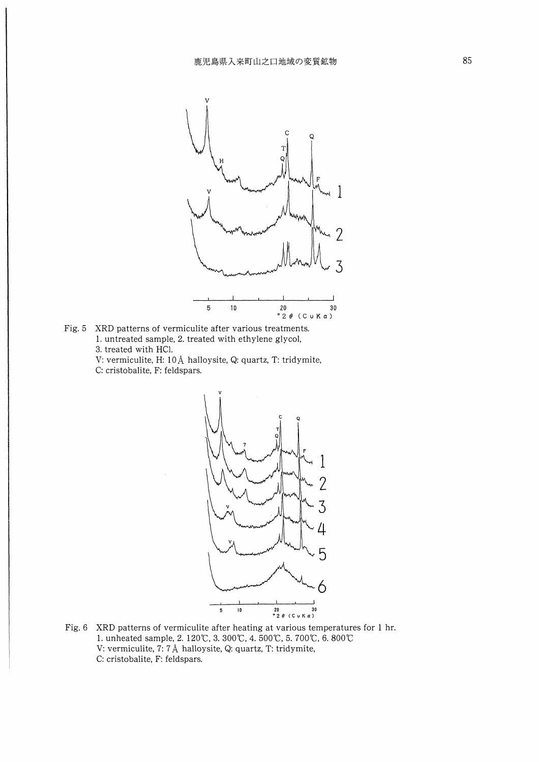Fig. 5 XRD patterns of vermiculite after various treatments.
1. untreated sample, 2. treated with ethylene glycol,
3. treated with HCl.
V: vermiculite, H: 10 Å halloysite, Q: quartz, T: tridymite,
C: cristobalite, F: feldspars.

Fig. 6 XRD patterns of vermiculite after heating at various temperatures for 1 hr.
1. unheated sample, 2. 120℃, 3. 300℃, 4. 500℃, 5. 700℃, 6. 800℃
V: vermiculite, 7: 7 Å halloysite, Q: quartz, T: tridymite,
C: cristobalite, F: feldspars.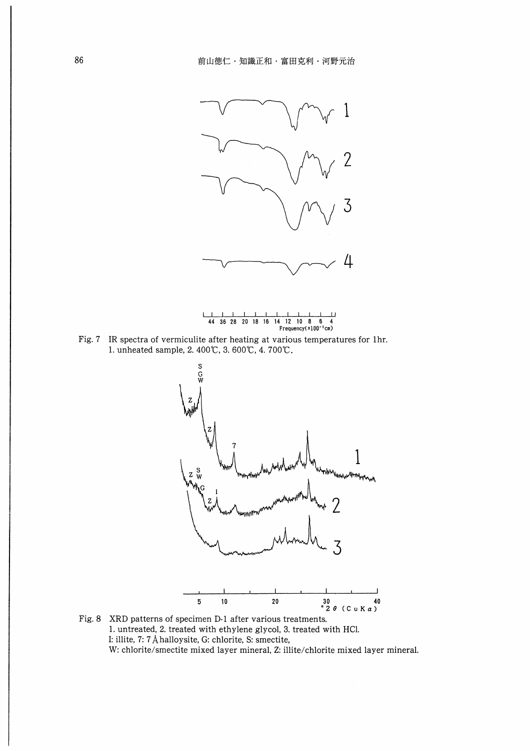Fig. 7 IR spectra of vermiculite after heating at various temperatures for 1hr.
1. unheated sample, 2. 400℃, 3. 600℃, 4. 700℃.

Fig. 8 XRD patterns of specimen D-1 after various treatments.
1. untreated, 2. treated with ethylene glycol, 3. treated with HCl.
I: illite, 7: 7Å halloysite, G: chlorite, S: smectite,
W: chlorite/smectite mixed layer mineral, Z: illite/chlorite mixed layer mineral.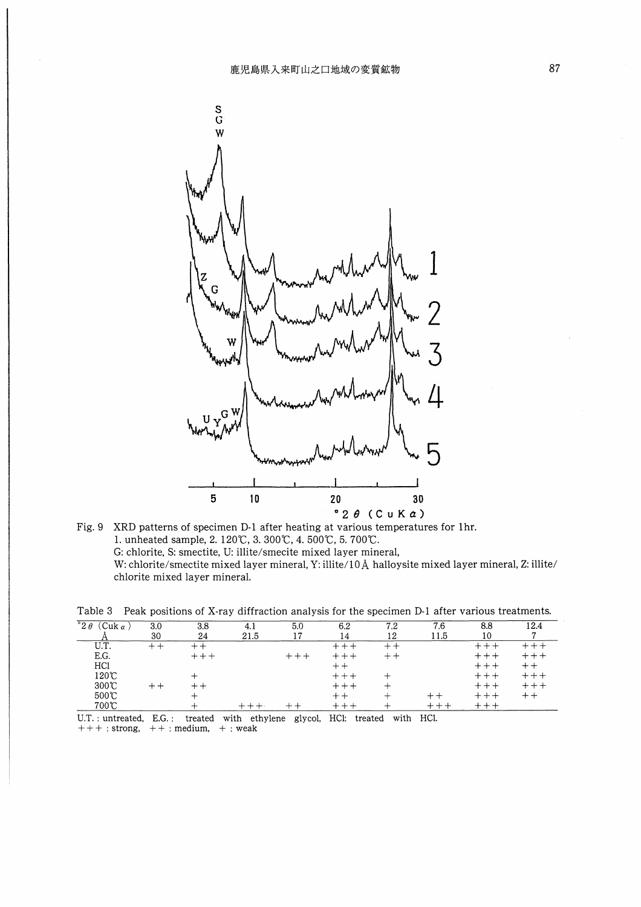Fig. 9 XRD patterns of specimen D-1 after heating at various temperatures for 1hr.
1. unheated sample, 2. 120℃, 3. 300℃, 4. 500℃, 5. 700℃.
G: chlorite, S: smectite, U: illite/smecite mixed layer mineral,
W: chlorite/smectite mixed layer mineral, Y: illite/10 Å halloysite mixed layer mineral, Z: illite/chlorite mixed layer mineral.

Table 3 Peak positions of X-ray diffraction analysis for the specimen D-1 after various treatments.

| °2θ (Cuk α) | 3.0 | 3.8 | 4.1 | 5.0 | 6.2 | 7.2 | 7.6 | 8.8 | 12.4 |
|---|---|---|---|---|---|---|---|---|---|
| Å | 30 | 24 | 21.5 | 17 | 14 | 12 | 11.5 | 10 | 7 |
| U.T. | ++ | ++ | | | +++ | ++ | | +++ | +++ |
| E.G. | | +++ | | +++ | +++ | ++ | | +++ | +++ |
| HCl | | | | | ++ | | | +++ | ++ |
| 120℃ | | + | | | +++ | + | | +++ | +++ |
| 300℃ | ++ | ++ | | | +++ | + | | +++ | +++ |
| 500℃ | | + | | | ++ | + | ++ | +++ | ++ |
| 700℃ | | + | +++ | ++ | +++ | + | +++ | +++ | |

U.T. : untreated, E.G. : treated with ethylene glycol, HCl: treated with HCl.
+++ : strong, ++ : medium, + : weak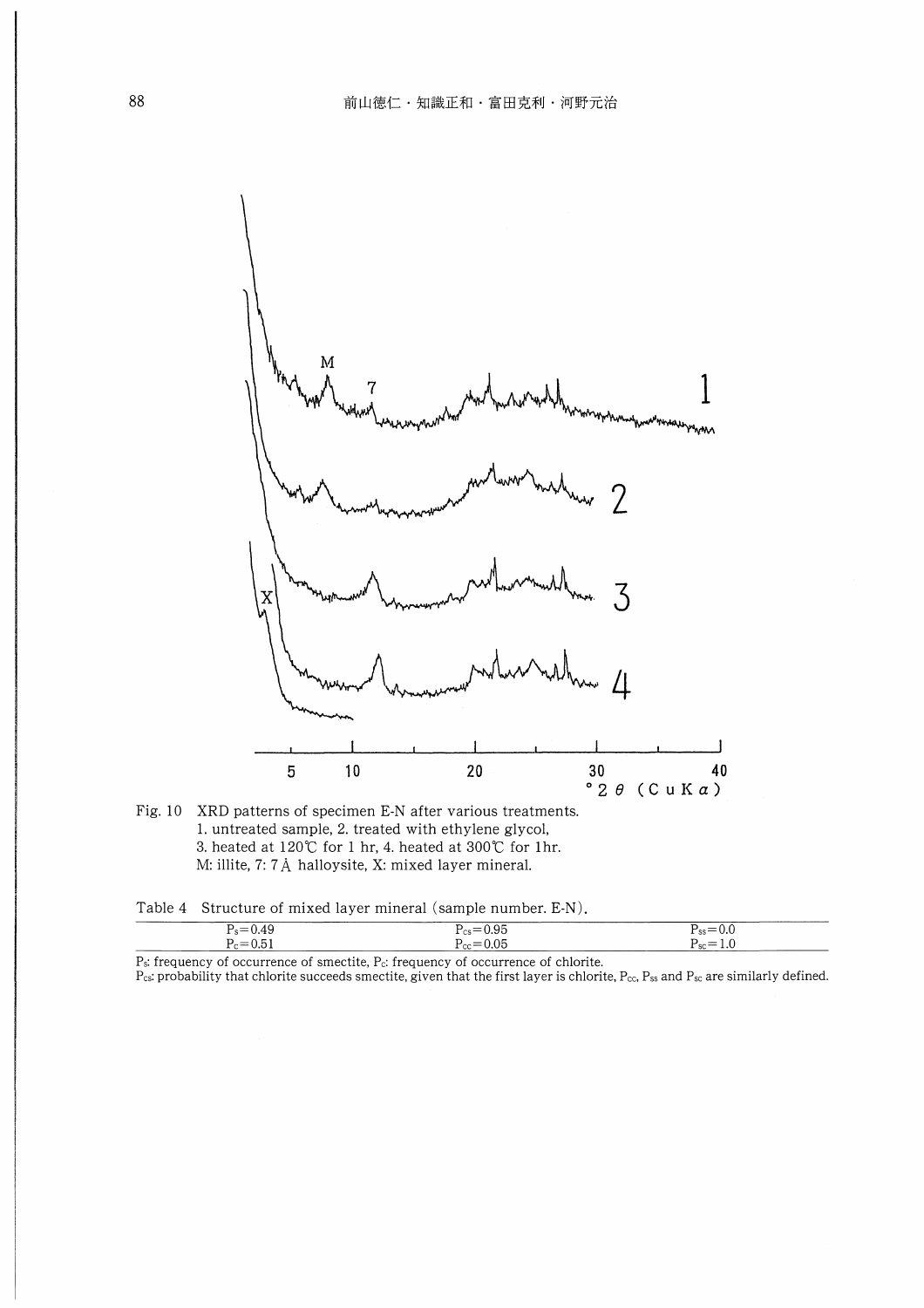Fig. 10 XRD patterns of specimen E-N after various treatments.
1. untreated sample, 2. treated with ethylene glycol,
3. heated at 120℃ for 1 hr, 4. heated at 300℃ for 1hr.
M: illite, 7: 7Å halloysite, X: mixed layer mineral.

Table 4 Structure of mixed layer mineral (sample number. E-N).

| | | |
|---|---|---|
| $P_s=0.49$ | $P_{cs}=0.95$ | $P_{ss}=0.0$ |
| $P_c=0.51$ | $P_{cc}=0.05$ | $P_{sc}=1.0$ |

$P_s$: frequency of occurrence of smectite, $P_c$: frequency of occurrence of chlorite.
$P_{cs}$: probability that chlorite succeeds smectite, given that the first layer is chlorite, $P_{cc}$, $P_{ss}$ and $P_{sc}$ are similarly defined.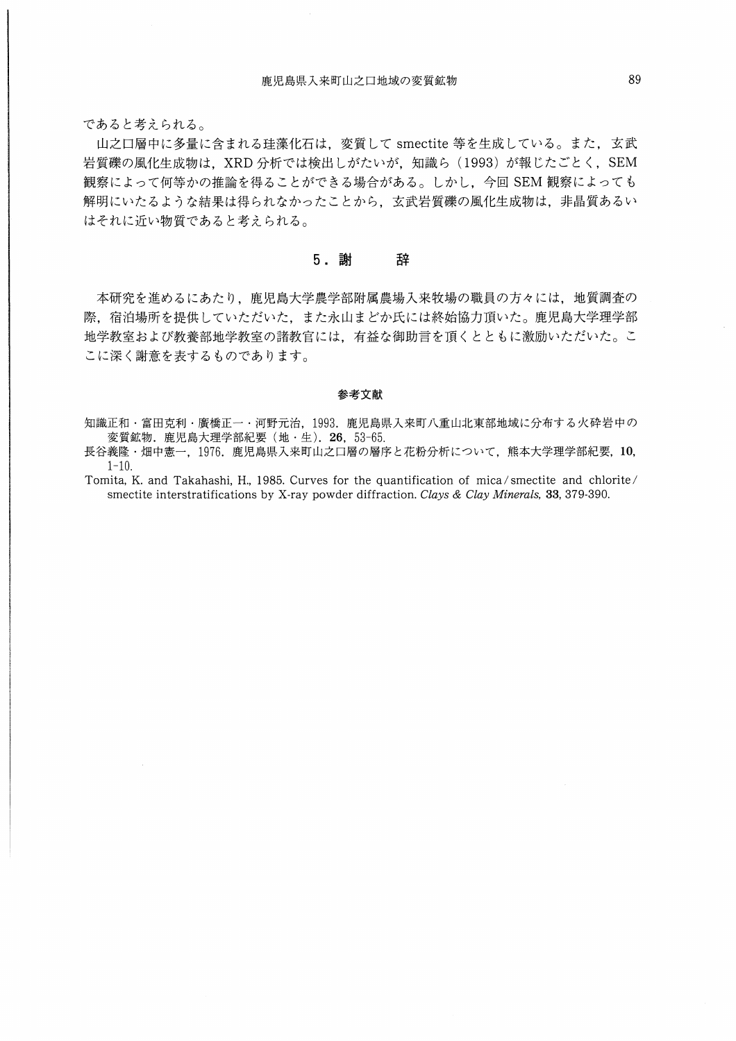であると考えられる。

山之口層中に多量に含まれる珪藻化石は，変質して smectite 等を生成している。また，玄武岩質礫の風化生成物は，XRD 分析では検出しがたいが，知識ら（1993）が報じたごとく，SEM 観察によって何等かの推論を得ることができる場合がある。しかし，今回 SEM 観察によっても解明にいたるような結果は得られなかったことから，玄武岩質礫の風化生成物は，非晶質あるいはそれに近い物質であると考えられる。

## 5．謝　　辞

本研究を進めるにあたり，鹿児島大学農学部附属農場入来牧場の職員の方々には，地質調査の際，宿泊場所を提供していただいた，また永山まどか氏には終始協力頂いた。鹿児島大学理学部地学教室および教養部地学教室の諸教官には，有益な御助言を頂くとともに激励いただいた。ここに深く謝意を表するものであります。

### 参考文献

知識正和・富田克利・廣橋正一・河野元治，1993．鹿児島県入来町八重山北東部地域に分布する火砕岩中の変質鉱物．鹿児島大理学部紀要（地・生）．**26**，53-65.

長谷義隆・畑中憲一，1976．鹿児島県入来町山之口層の層序と花粉分析について，熊本大学理学部紀要，**10**，1-10.

Tomita, K. and Takahashi, H., 1985. Curves for the quantification of mica/smectite and chlorite/smectite interstratifications by X-ray powder diffraction. *Clays & Clay Minerals,* **33**, 379-390.